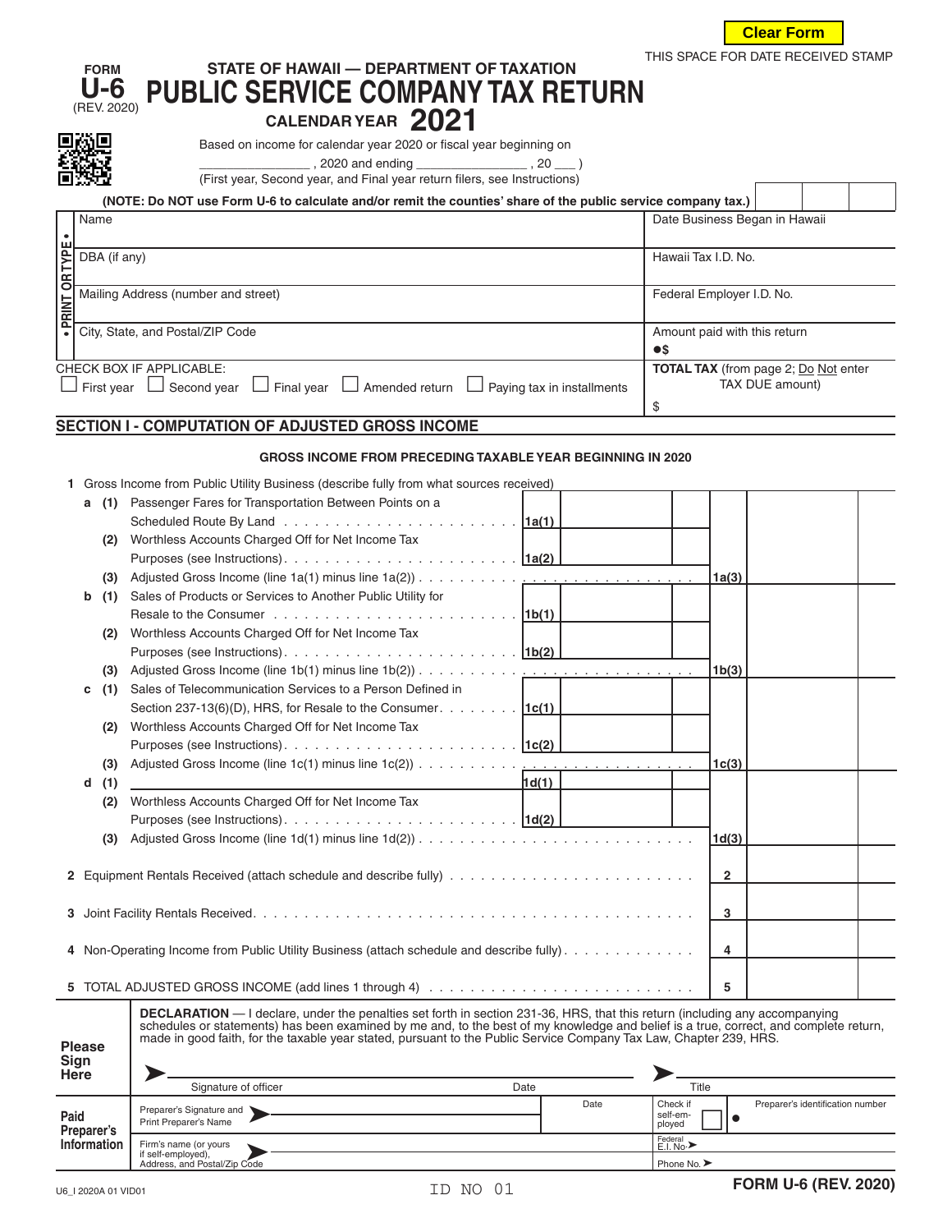Clear Form

THIS SPACE FOR DATE RECEIVED STAMP

FORM **U-6** (REV. 2020)

# STATE OF HAWAII — DEPARTMENT OF TAXATION
# PUBLIC SERVICE COMPANY TAX RETURN

**CALENDAR YEAR 2021**

Based on income for calendar year 2020 or fiscal year beginning on _______________ , 2020 and ending _______________ , 20 ___ )

(First year, Second year, and Final year return filers, see Instructions)

**(NOTE: Do NOT use Form U-6 to calculate and/or remit the counties' share of the public service company tax.)**

| • PRINT OR TYPE • | |
|---|---|
| Name | Date Business Began in Hawaii |
| DBA (if any) | Hawaii Tax I.D. No. |
| Mailing Address (number and street) | Federal Employer I.D. No. |
| City, State, and Postal/ZIP Code | Amount paid with this return ●$ |

CHECK BOX IF APPLICABLE:
☐ First year ☐ Second year ☐ Final year ☐ Amended return ☐ Paying tax in installments

**TOTAL TAX** (from page 2; Do Not enter TAX DUE amount) $

## SECTION I - COMPUTATION OF ADJUSTED GROSS INCOME

**GROSS INCOME FROM PRECEDING TAXABLE YEAR BEGINNING IN 2020**

1 Gross Income from Public Utility Business (describe fully from what sources received)

| Line | Description | Ref | Amount | Ref | Amount |
|---|---|---|---|---|---|
| a (1) | Passenger Fares for Transportation Between Points on a Scheduled Route By Land | 1a(1) | | | |
| (2) | Worthless Accounts Charged Off for Net Income Tax Purposes (see Instructions) | 1a(2) | | | |
| (3) | Adjusted Gross Income (line 1a(1) minus line 1a(2)) | | | 1a(3) | |
| b (1) | Sales of Products or Services to Another Public Utility for Resale to the Consumer | 1b(1) | | | |
| (2) | Worthless Accounts Charged Off for Net Income Tax Purposes (see Instructions) | 1b(2) | | | |
| (3) | Adjusted Gross Income (line 1b(1) minus line 1b(2)) | | | 1b(3) | |
| c (1) | Sales of Telecommunication Services to a Person Defined in Section 237-13(6)(D), HRS, for Resale to the Consumer | 1c(1) | | | |
| (2) | Worthless Accounts Charged Off for Net Income Tax Purposes (see Instructions) | 1c(2) | | | |
| (3) | Adjusted Gross Income (line 1c(1) minus line 1c(2)) | | | 1c(3) | |
| d (1) | _______________ | 1d(1) | | | |
| (2) | Worthless Accounts Charged Off for Net Income Tax Purposes (see Instructions) | 1d(2) | | | |
| (3) | Adjusted Gross Income (line 1d(1) minus line 1d(2)) | | | 1d(3) | |
| 2 | Equipment Rentals Received (attach schedule and describe fully) | | | 2 | |
| 3 | Joint Facility Rentals Received | | | 3 | |
| 4 | Non-Operating Income from Public Utility Business (attach schedule and describe fully) | | | 4 | |
| 5 | TOTAL ADJUSTED GROSS INCOME (add lines 1 through 4) | | | 5 | |

**Please Sign Here**

**DECLARATION** — I declare, under the penalties set forth in section 231-36, HRS, that this return (including any accompanying schedules or statements) has been examined by me and, to the best of my knowledge and belief is a true, correct, and complete return, made in good faith, for the taxable year stated, pursuant to the Public Service Company Tax Law, Chapter 239, HRS.

Signature of officer _______________ Date _______________ Title _______________

| **Paid Preparer's Information** | | | |
|---|---|---|---|
| Preparer's Signature and Print Preparer's Name | Date | Check if self-employed ☐ | Preparer's identification number ● |
| Firm's name (or yours if self-employed), Address, and Postal/Zip Code | | Federal E.I. No. | Phone No. |

U6_I 2020A 01 VID01 ID NO 01 FORM U-6 (REV. 2020)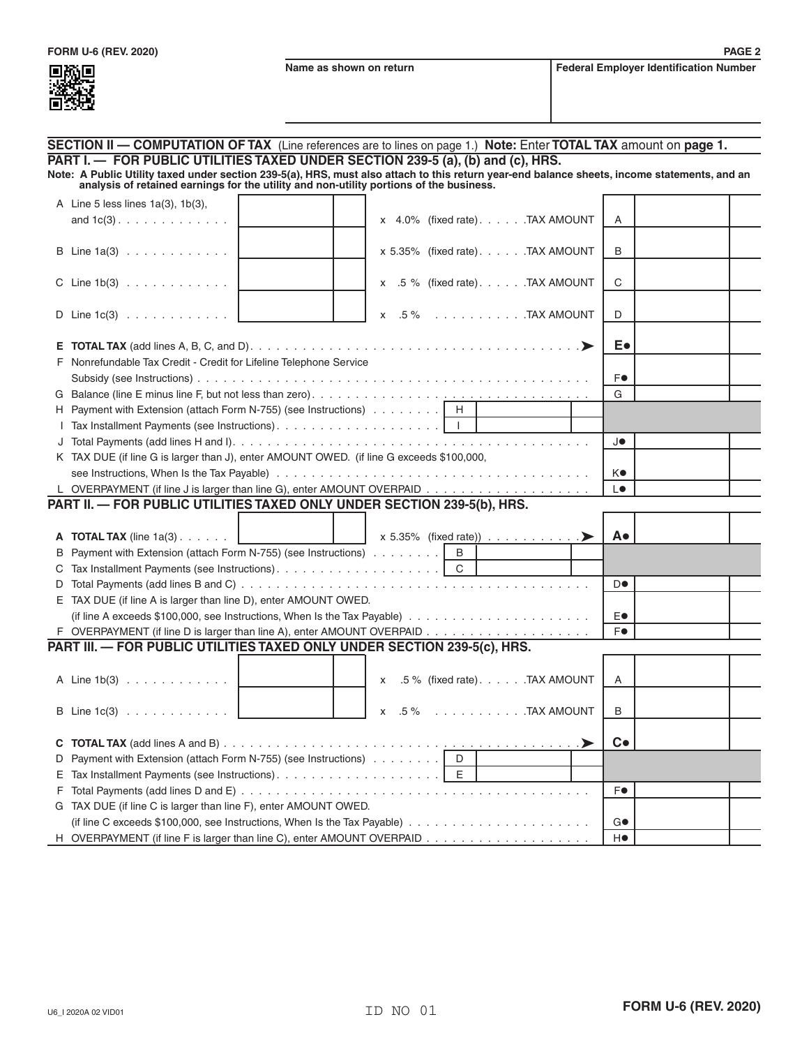Name as shown on return | Federal Employer Identification Number

## SECTION II — COMPUTATION OF TAX (Line references are to lines on page 1.) Note: Enter TOTAL TAX amount on page 1.

### PART I. — FOR PUBLIC UTILITIES TAXED UNDER SECTION 239-5 (a), (b) and (c), HRS.

**Note: A Public Utility taxed under section 239-5(a), HRS, must also attach to this return year-end balance sheets, income statements, and an analysis of retained earnings for the utility and non-utility portions of the business.**

| | | | | |
|---|---|---|---|---|
| A Line 5 less lines 1a(3), 1b(3), and 1c(3) | | x 4.0% (fixed rate) TAX AMOUNT | A | |
| B Line 1a(3) | | x 5.35% (fixed rate) TAX AMOUNT | B | |
| C Line 1b(3) | | x .5 % (fixed rate) TAX AMOUNT | C | |
| D Line 1c(3) | | x .5 % TAX AMOUNT | D | |
| **E TOTAL TAX** (add lines A, B, C, and D) | | | E● | |
| F Nonrefundable Tax Credit - Credit for Lifeline Telephone Service Subsidy (see Instructions) | | | F● | |
| G Balance (line E minus line F, but not less than zero) | | | G | |
| H Payment with Extension (attach Form N-755) (see Instructions) | H | | | |
| I Tax Installment Payments (see Instructions) | I | | | |
| J Total Payments (add lines H and I) | | | J● | |
| K TAX DUE (if line G is larger than J), enter AMOUNT OWED. (if line G exceeds $100,000, see Instructions, When Is the Tax Payable) | | | K● | |
| L OVERPAYMENT (if line J is larger than line G), enter AMOUNT OVERPAID | | | L● | |

### PART II. — FOR PUBLIC UTILITIES TAXED ONLY UNDER SECTION 239-5(b), HRS.

| | | | | |
|---|---|---|---|---|
| **A TOTAL TAX** (line 1a(3) | | x 5.35% (fixed rate)) | A● | |
| B Payment with Extension (attach Form N-755) (see Instructions) | B | | | |
| C Tax Installment Payments (see Instructions) | C | | | |
| D Total Payments (add lines B and C) | | | D● | |
| E TAX DUE (if line A is larger than line D), enter AMOUNT OWED. (if line A exceeds $100,000, see Instructions, When Is the Tax Payable) | | | E● | |
| F OVERPAYMENT (if line D is larger than line A), enter AMOUNT OVERPAID | | | F● | |

### PART III. — FOR PUBLIC UTILITIES TAXED ONLY UNDER SECTION 239-5(c), HRS.

| | | | | |
|---|---|---|---|---|
| A Line 1b(3) | | x .5 % (fixed rate) TAX AMOUNT | A | |
| B Line 1c(3) | | x .5 % TAX AMOUNT | B | |
| **C TOTAL TAX** (add lines A and B) | | | C● | |
| D Payment with Extension (attach Form N-755) (see Instructions) | D | | | |
| E Tax Installment Payments (see Instructions) | E | | | |
| F Total Payments (add lines D and E) | | | F● | |
| G TAX DUE (if line C is larger than line F), enter AMOUNT OWED. (if line C exceeds $100,000, see Instructions, When Is the Tax Payable) | | | G● | |
| H OVERPAYMENT (if line F is larger than line C), enter AMOUNT OVERPAID | | | H● | |

U6_I 2020A 02 VID01 ID NO 01 FORM U-6 (REV. 2020)